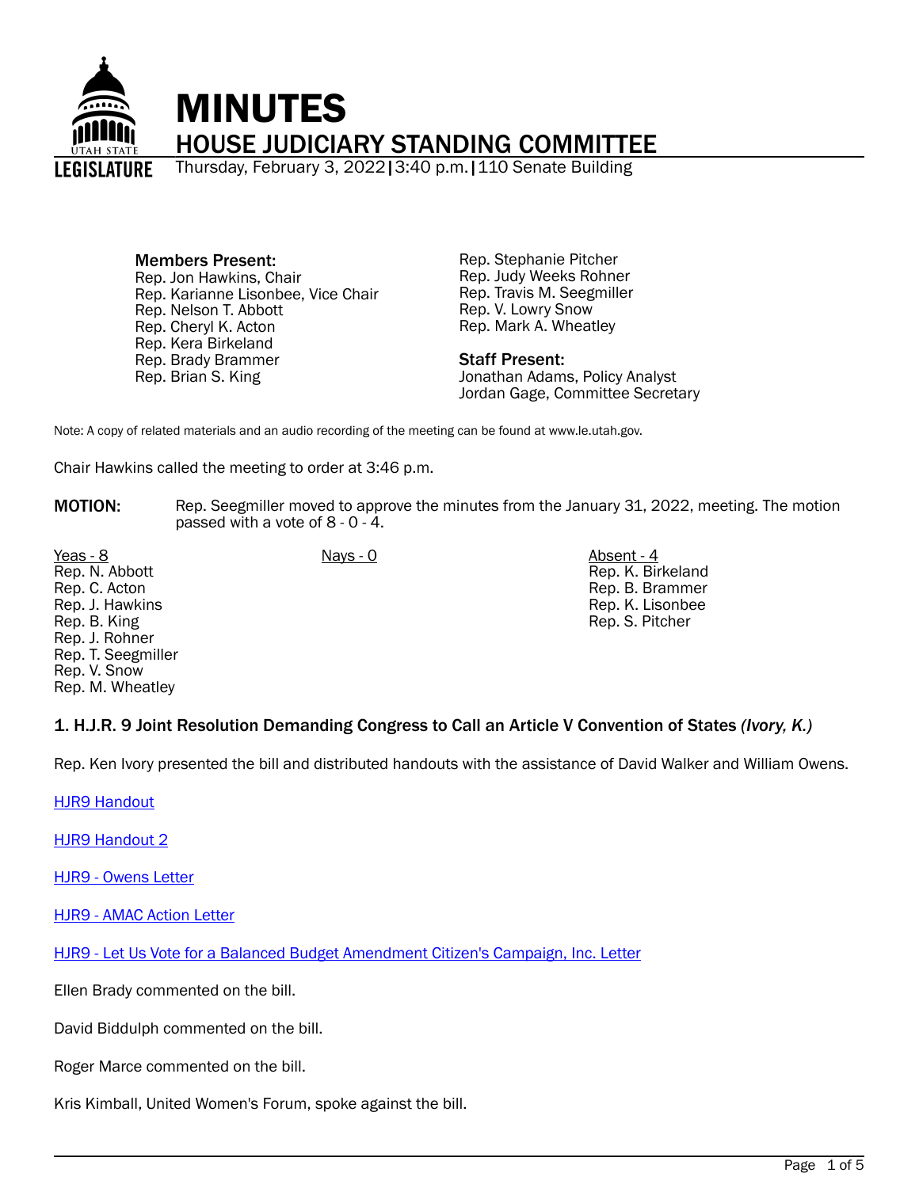# MINUTES

## HOUSE JUDICIARY STANDING COMMITTEE

Thursday, February 3, 2022 | 3:40 p.m. | 110 Senate Building

**Members Present:**
Rep. Jon Hawkins, Chair
Rep. Karianne Lisonbee, Vice Chair
Rep. Nelson T. Abbott
Rep. Cheryl K. Acton
Rep. Kera Birkeland
Rep. Brady Brammer
Rep. Brian S. King
Rep. Stephanie Pitcher
Rep. Judy Weeks Rohner
Rep. Travis M. Seegmiller
Rep. V. Lowry Snow
Rep. Mark A. Wheatley

**Staff Present:**
Jonathan Adams, Policy Analyst
Jordan Gage, Committee Secretary

Note: A copy of related materials and an audio recording of the meeting can be found at www.le.utah.gov.

Chair Hawkins called the meeting to order at 3:46 p.m.

**MOTION:** Rep. Seegmiller moved to approve the minutes from the January 31, 2022, meeting. The motion passed with a vote of 8 - 0 - 4.

| Yeas - 8 | Nays - 0 | Absent - 4 |
|---|---|---|
| Rep. N. Abbott | | Rep. K. Birkeland |
| Rep. C. Acton | | Rep. B. Brammer |
| Rep. J. Hawkins | | Rep. K. Lisonbee |
| Rep. B. King | | Rep. S. Pitcher |
| Rep. J. Rohner | | |
| Rep. T. Seegmiller | | |
| Rep. V. Snow | | |
| Rep. M. Wheatley | | |

### 1. H.J.R. 9 Joint Resolution Demanding Congress to Call an Article V Convention of States *(Ivory, K.)*

Rep. Ken Ivory presented the bill and distributed handouts with the assistance of David Walker and William Owens.

HJR9 Handout

HJR9 Handout 2

HJR9 - Owens Letter

HJR9 - AMAC Action Letter

HJR9 - Let Us Vote for a Balanced Budget Amendment Citizen's Campaign, Inc. Letter

Ellen Brady commented on the bill.

David Biddulph commented on the bill.

Roger Marce commented on the bill.

Kris Kimball, United Women's Forum, spoke against the bill.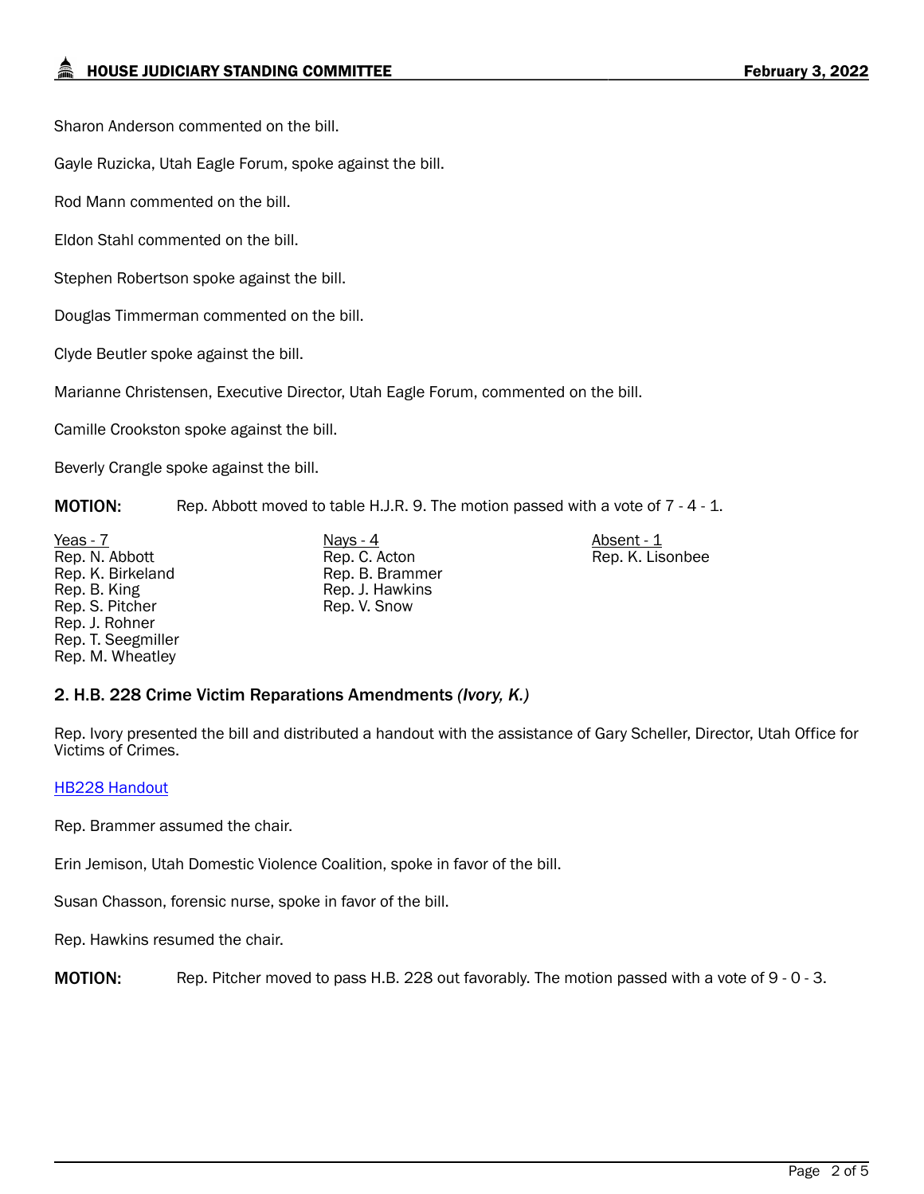Sharon Anderson commented on the bill.

Gayle Ruzicka, Utah Eagle Forum, spoke against the bill.

Rod Mann commented on the bill.

Eldon Stahl commented on the bill.

Stephen Robertson spoke against the bill.

Douglas Timmerman commented on the bill.

Clyde Beutler spoke against the bill.

Marianne Christensen, Executive Director, Utah Eagle Forum, commented on the bill.

Camille Crookston spoke against the bill.

Beverly Crangle spoke against the bill.

**MOTION:** Rep. Abbott moved to table H.J.R. 9. The motion passed with a vote of 7 - 4 - 1.

| Yeas - 7 | Nays - 4 | Absent - 1 |
|---|---|---|
| Rep. N. Abbott | Rep. C. Acton | Rep. K. Lisonbee |
| Rep. K. Birkeland | Rep. B. Brammer | |
| Rep. B. King | Rep. J. Hawkins | |
| Rep. S. Pitcher | Rep. V. Snow | |
| Rep. J. Rohner | | |
| Rep. T. Seegmiller | | |
| Rep. M. Wheatley | | |

### 2. H.B. 228 Crime Victim Reparations Amendments *(Ivory, K.)*

Rep. Ivory presented the bill and distributed a handout with the assistance of Gary Scheller, Director, Utah Office for Victims of Crimes.

[HB228 Handout]

Rep. Brammer assumed the chair.

Erin Jemison, Utah Domestic Violence Coalition, spoke in favor of the bill.

Susan Chasson, forensic nurse, spoke in favor of the bill.

Rep. Hawkins resumed the chair.

**MOTION:** Rep. Pitcher moved to pass H.B. 228 out favorably. The motion passed with a vote of 9 - 0 - 3.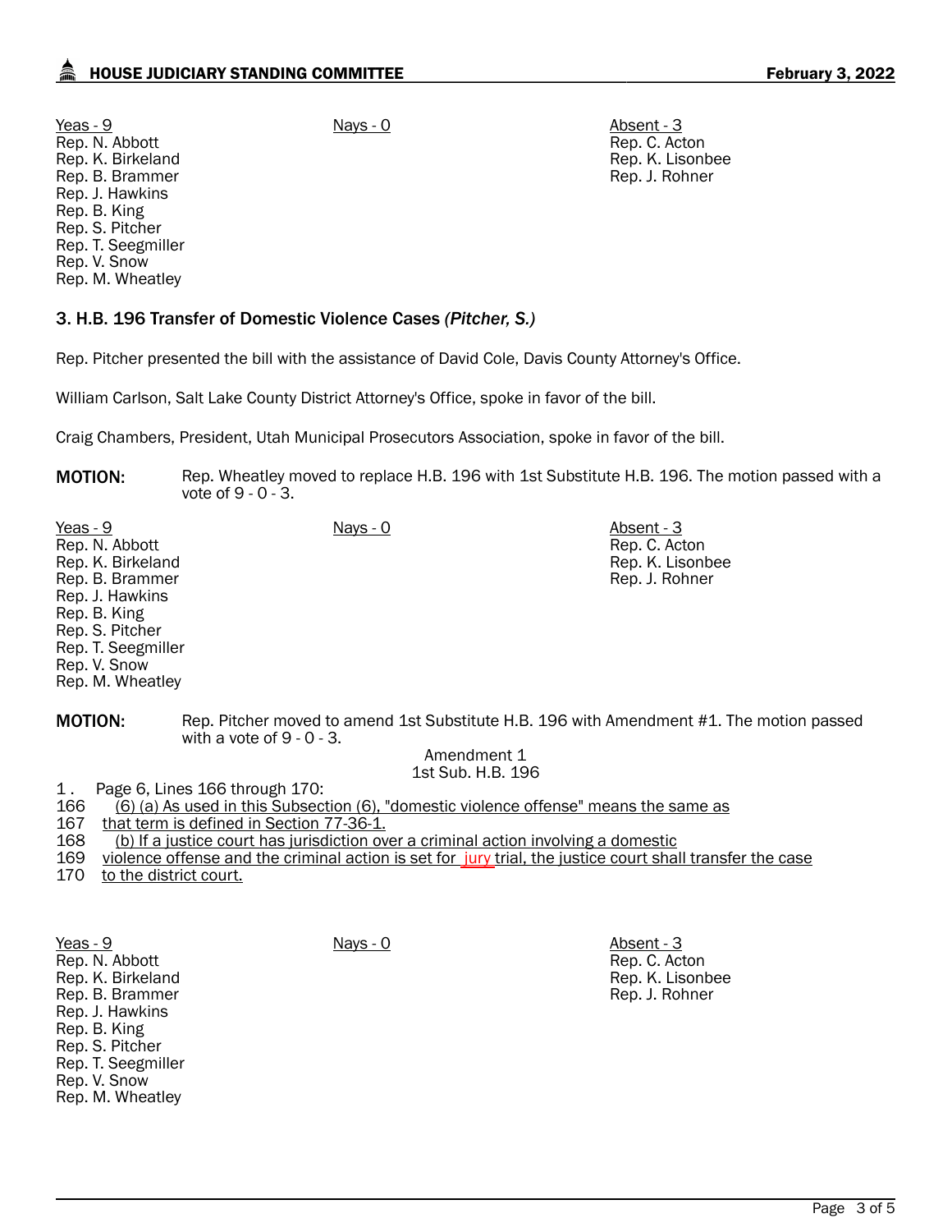| Yeas - 9 | Nays - 0 | Absent - 3 |
|---|---|---|
| Rep. N. Abbott | | Rep. C. Acton |
| Rep. K. Birkeland | | Rep. K. Lisonbee |
| Rep. B. Brammer | | Rep. J. Rohner |
| Rep. J. Hawkins | | |
| Rep. B. King | | |
| Rep. S. Pitcher | | |
| Rep. T. Seegmiller | | |
| Rep. V. Snow | | |
| Rep. M. Wheatley | | |

### 3. H.B. 196 Transfer of Domestic Violence Cases *(Pitcher, S.)*

Rep. Pitcher presented the bill with the assistance of David Cole, Davis County Attorney's Office.

William Carlson, Salt Lake County District Attorney's Office, spoke in favor of the bill.

Craig Chambers, President, Utah Municipal Prosecutors Association, spoke in favor of the bill.

**MOTION:** Rep. Wheatley moved to replace H.B. 196 with 1st Substitute H.B. 196. The motion passed with a vote of 9 - 0 - 3.

| Yeas - 9 | Nays - 0 | Absent - 3 |
|---|---|---|
| Rep. N. Abbott | | Rep. C. Acton |
| Rep. K. Birkeland | | Rep. K. Lisonbee |
| Rep. B. Brammer | | Rep. J. Rohner |
| Rep. J. Hawkins | | |
| Rep. B. King | | |
| Rep. S. Pitcher | | |
| Rep. T. Seegmiller | | |
| Rep. V. Snow | | |
| Rep. M. Wheatley | | |

**MOTION:** Rep. Pitcher moved to amend 1st Substitute H.B. 196 with Amendment #1. The motion passed with a vote of 9 - 0 - 3.

Amendment 1
1st Sub. H.B. 196

1 . Page 6, Lines 166 through 170:

166 (6) (a) As used in this Subsection (6), "domestic violence offense" means the same as
167 that term is defined in Section 77-36-1.
168 (b) If a justice court has jurisdiction over a criminal action involving a domestic
169 violence offense and the criminal action is set for jury trial, the justice court shall transfer the case
170 to the district court.

| Yeas - 9 | Nays - 0 | Absent - 3 |
|---|---|---|
| Rep. N. Abbott | | Rep. C. Acton |
| Rep. K. Birkeland | | Rep. K. Lisonbee |
| Rep. B. Brammer | | Rep. J. Rohner |
| Rep. J. Hawkins | | |
| Rep. B. King | | |
| Rep. S. Pitcher | | |
| Rep. T. Seegmiller | | |
| Rep. V. Snow | | |
| Rep. M. Wheatley | | |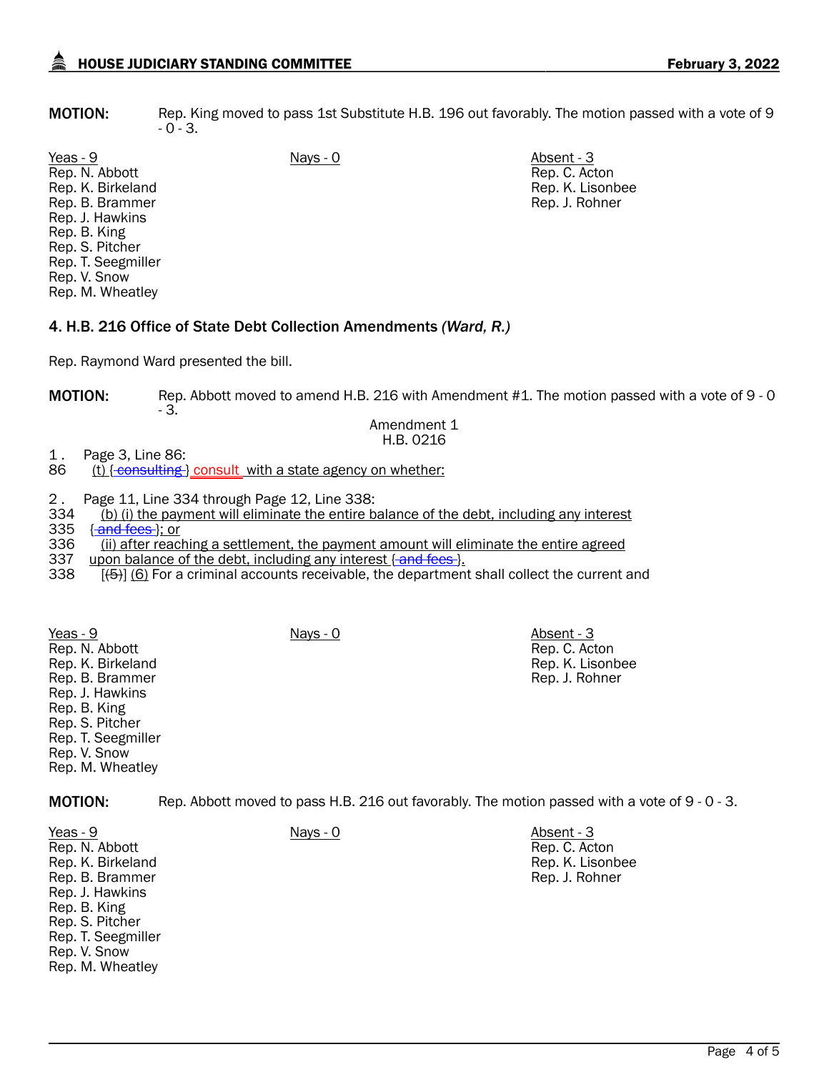**MOTION:** Rep. King moved to pass 1st Substitute H.B. 196 out favorably. The motion passed with a vote of 9 - 0 - 3.

| Yeas - 9 | Nays - 0 | Absent - 3 |
|---|---|---|
| Rep. N. Abbott | | Rep. C. Acton |
| Rep. K. Birkeland | | Rep. K. Lisonbee |
| Rep. B. Brammer | | Rep. J. Rohner |
| Rep. J. Hawkins | | |
| Rep. B. King | | |
| Rep. S. Pitcher | | |
| Rep. T. Seegmiller | | |
| Rep. V. Snow | | |
| Rep. M. Wheatley | | |

### 4. H.B. 216 Office of State Debt Collection Amendments *(Ward, R.)*

Rep. Raymond Ward presented the bill.

**MOTION:** Rep. Abbott moved to amend H.B. 216 with Amendment #1. The motion passed with a vote of 9 - 0 - 3.

Amendment 1
H.B. 0216

1. Page 3, Line 86:
86 (t) { consulting } consult with a state agency on whether:

2. Page 11, Line 334 through Page 12, Line 338:
334 (b) (i) the payment will eliminate the entire balance of the debt, including any interest
335 { and fees }; or
336 (ii) after reaching a settlement, the payment amount will eliminate the entire agreed
337 upon balance of the debt, including any interest { and fees }.
338 [(5)] (6) For a criminal accounts receivable, the department shall collect the current and

| Yeas - 9 | Nays - 0 | Absent - 3 |
|---|---|---|
| Rep. N. Abbott | | Rep. C. Acton |
| Rep. K. Birkeland | | Rep. K. Lisonbee |
| Rep. B. Brammer | | Rep. J. Rohner |
| Rep. J. Hawkins | | |
| Rep. B. King | | |
| Rep. S. Pitcher | | |
| Rep. T. Seegmiller | | |
| Rep. V. Snow | | |
| Rep. M. Wheatley | | |

**MOTION:** Rep. Abbott moved to pass H.B. 216 out favorably. The motion passed with a vote of 9 - 0 - 3.

| Yeas - 9 | Nays - 0 | Absent - 3 |
|---|---|---|
| Rep. N. Abbott | | Rep. C. Acton |
| Rep. K. Birkeland | | Rep. K. Lisonbee |
| Rep. B. Brammer | | Rep. J. Rohner |
| Rep. J. Hawkins | | |
| Rep. B. King | | |
| Rep. S. Pitcher | | |
| Rep. T. Seegmiller | | |
| Rep. V. Snow | | |
| Rep. M. Wheatley | | |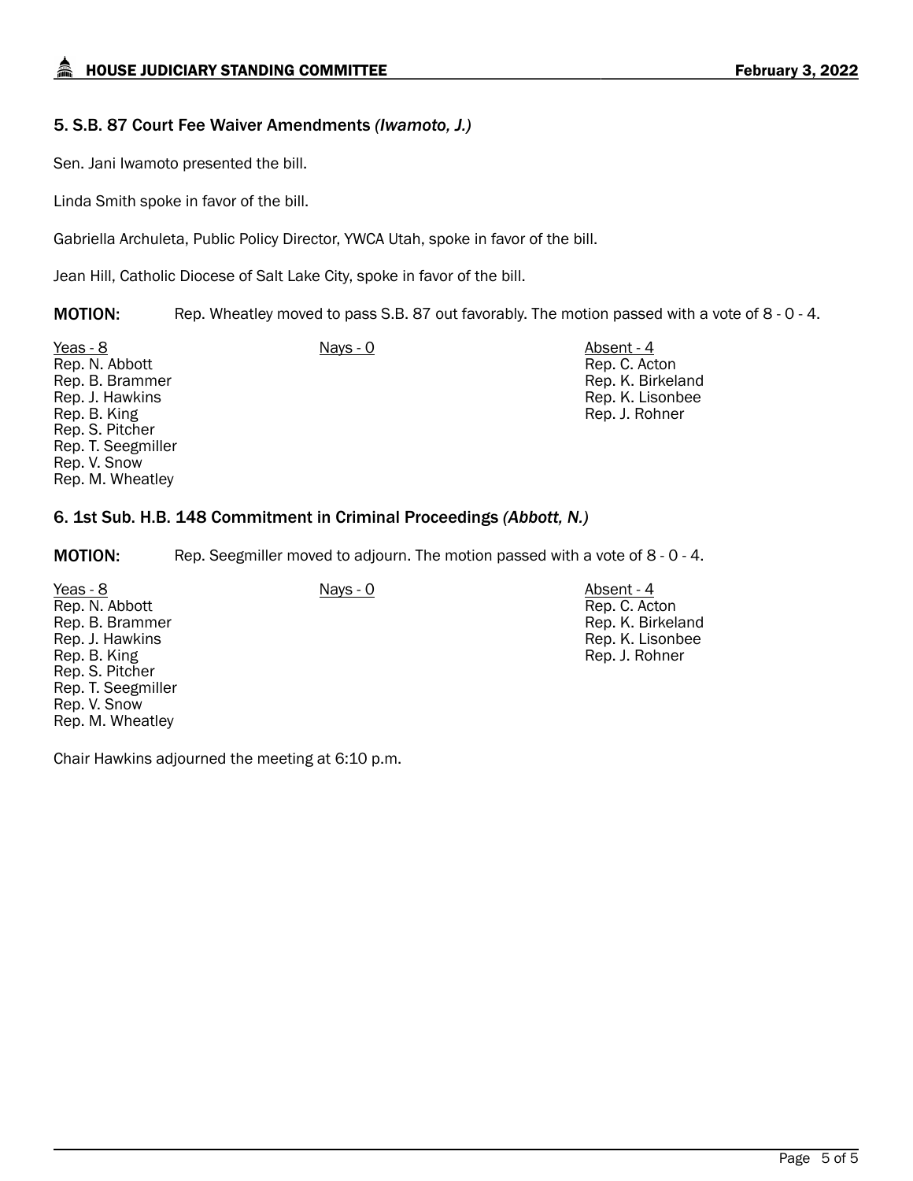### 5. S.B. 87 Court Fee Waiver Amendments *(Iwamoto, J.)*

Sen. Jani Iwamoto presented the bill.

Linda Smith spoke in favor of the bill.

Gabriella Archuleta, Public Policy Director, YWCA Utah, spoke in favor of the bill.

Jean Hill, Catholic Diocese of Salt Lake City, spoke in favor of the bill.

**MOTION:** Rep. Wheatley moved to pass S.B. 87 out favorably. The motion passed with a vote of 8 - 0 - 4.

| Yeas - 8 | Nays - 0 | Absent - 4 |
|---|---|---|
| Rep. N. Abbott | | Rep. C. Acton |
| Rep. B. Brammer | | Rep. K. Birkeland |
| Rep. J. Hawkins | | Rep. K. Lisonbee |
| Rep. B. King | | Rep. J. Rohner |
| Rep. S. Pitcher | | |
| Rep. T. Seegmiller | | |
| Rep. V. Snow | | |
| Rep. M. Wheatley | | |

### 6. 1st Sub. H.B. 148 Commitment in Criminal Proceedings *(Abbott, N.)*

**MOTION:** Rep. Seegmiller moved to adjourn. The motion passed with a vote of 8 - 0 - 4.

| Yeas - 8 | Nays - 0 | Absent - 4 |
|---|---|---|
| Rep. N. Abbott | | Rep. C. Acton |
| Rep. B. Brammer | | Rep. K. Birkeland |
| Rep. J. Hawkins | | Rep. K. Lisonbee |
| Rep. B. King | | Rep. J. Rohner |
| Rep. S. Pitcher | | |
| Rep. T. Seegmiller | | |
| Rep. V. Snow | | |
| Rep. M. Wheatley | | |

Chair Hawkins adjourned the meeting at 6:10 p.m.